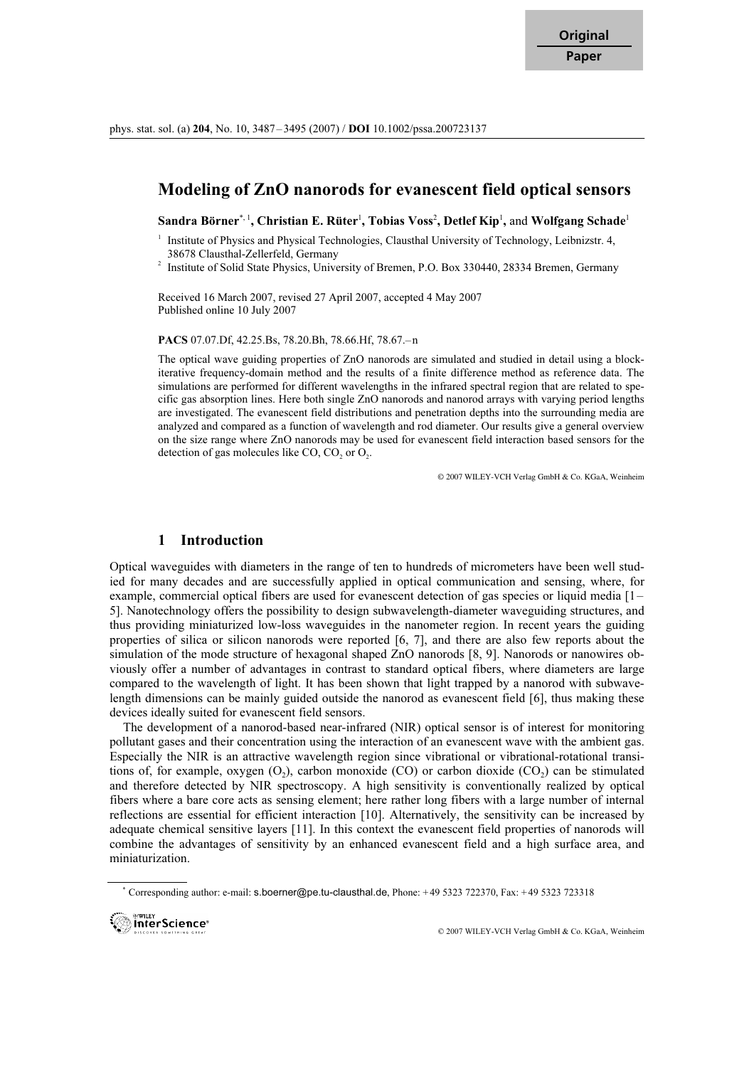Original Paper

# Modeling of ZnO nanorods for evanescent field optical sensors

**Sandra Börner**[*,1], **Christian E. Rüter**[1], **Tobias Voss**[2], **Detlef Kip**[1], and **Wolfgang Schade**[1]

[1] Institute of Physics and Physical Technologies, Clausthal University of Technology, Leibnizstr. 4, 38678 Clausthal-Zellerfeld, Germany

[2] Institute of Solid State Physics, University of Bremen, P.O. Box 330440, 28334 Bremen, Germany

Received 16 March 2007, revised 27 April 2007, accepted 4 May 2007
Published online 10 July 2007

**PACS** 07.07.Df, 42.25.Bs, 78.20.Bh, 78.66.Hf, 78.67.–n

The optical wave guiding properties of ZnO nanorods are simulated and studied in detail using a block-iterative frequency-domain method and the results of a finite difference method as reference data. The simulations are performed for different wavelengths in the infrared spectral region that are related to specific gas absorption lines. Here both single ZnO nanorods and nanorod arrays with varying period lengths are investigated. The evanescent field distributions and penetration depths into the surrounding media are analyzed and compared as a function of wavelength and rod diameter. Our results give a general overview on the size range where ZnO nanorods may be used for evanescent field interaction based sensors for the detection of gas molecules like CO, $CO_2$ or $O_2$.

© 2007 WILEY-VCH Verlag GmbH & Co. KGaA, Weinheim

## 1 Introduction

Optical waveguides with diameters in the range of ten to hundreds of micrometers have been well studied for many decades and are successfully applied in optical communication and sensing, where, for example, commercial optical fibers are used for evanescent detection of gas species or liquid media [1–5]. Nanotechnology offers the possibility to design subwavelength-diameter waveguiding structures, and thus providing miniaturized low-loss waveguides in the nanometer region. In recent years the guiding properties of silica or silicon nanorods were reported [6, 7], and there are also few reports about the simulation of the mode structure of hexagonal shaped ZnO nanorods [8, 9]. Nanorods or nanowires obviously offer a number of advantages in contrast to standard optical fibers, where diameters are large compared to the wavelength of light. It has been shown that light trapped by a nanorod with subwavelength dimensions can be mainly guided outside the nanorod as evanescent field [6], thus making these devices ideally suited for evanescent field sensors.

The development of a nanorod-based near-infrared (NIR) optical sensor is of interest for monitoring pollutant gases and their concentration using the interaction of an evanescent wave with the ambient gas. Especially the NIR is an attractive wavelength region since vibrational or vibrational-rotational transitions of, for example, oxygen ($O_2$), carbon monoxide (CO) or carbon dioxide ($CO_2$) can be stimulated and therefore detected by NIR spectroscopy. A high sensitivity is conventionally realized by optical fibers where a bare core acts as sensing element; here rather long fibers with a large number of internal reflections are essential for efficient interaction [10]. Alternatively, the sensitivity can be increased by adequate chemical sensitive layers [11]. In this context the evanescent field properties of nanorods will combine the advantages of sensitivity by an enhanced evanescent field and a high surface area, and miniaturization.

[*] Corresponding author: e-mail: s.boerner@pe.tu-clausthal.de, Phone: +49 5323 722370, Fax: +49 5323 723318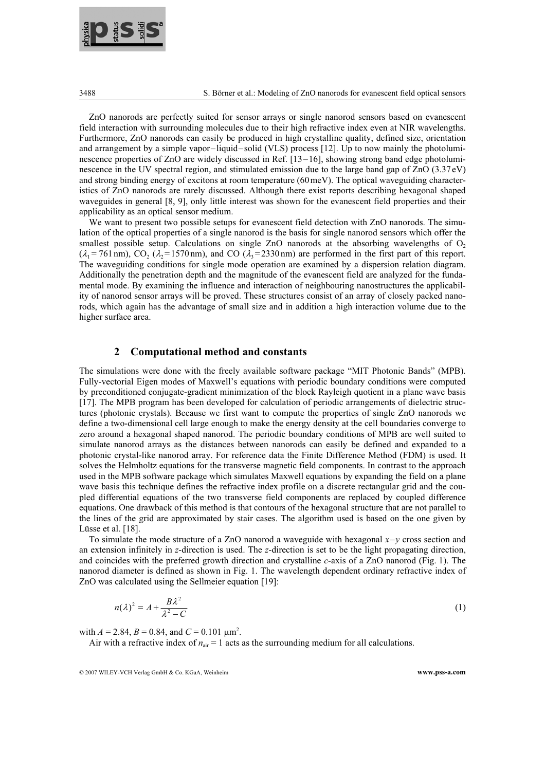ZnO nanorods are perfectly suited for sensor arrays or single nanorod sensors based on evanescent field interaction with surrounding molecules due to their high refractive index even at NIR wavelengths. Furthermore, ZnO nanorods can easily be produced in high crystalline quality, defined size, orientation and arrangement by a simple vapor–liquid–solid (VLS) process [12]. Up to now mainly the photoluminescence properties of ZnO are widely discussed in Ref. [13–16], showing strong band edge photoluminescence in the UV spectral region, and stimulated emission due to the large band gap of ZnO (3.37 eV) and strong binding energy of excitons at room temperature (60 meV). The optical waveguiding characteristics of ZnO nanorods are rarely discussed. Although there exist reports describing hexagonal shaped waveguides in general [8, 9], only little interest was shown for the evanescent field properties and their applicability as an optical sensor medium.

We want to present two possible setups for evanescent field detection with ZnO nanorods. The simulation of the optical properties of a single nanorod is the basis for single nanorod sensors which offer the smallest possible setup. Calculations on single ZnO nanorods at the absorbing wavelengths of $O_2$ ($\lambda_1 = 761$ nm), $CO_2$ ($\lambda_2 = 1570$ nm), and CO ($\lambda_3 = 2330$ nm) are performed in the first part of this report. The waveguiding conditions for single mode operation are examined by a dispersion relation diagram. Additionally the penetration depth and the magnitude of the evanescent field are analyzed for the fundamental mode. By examining the influence and interaction of neighbouring nanostructures the applicability of nanorod sensor arrays will be proved. These structures consist of an array of closely packed nanorods, which again has the advantage of small size and in addition a high interaction volume due to the higher surface area.

## 2 Computational method and constants

The simulations were done with the freely available software package "MIT Photonic Bands" (MPB). Fully-vectorial Eigen modes of Maxwell's equations with periodic boundary conditions were computed by preconditioned conjugate-gradient minimization of the block Rayleigh quotient in a plane wave basis [17]. The MPB program has been developed for calculation of periodic arrangements of dielectric structures (photonic crystals). Because we first want to compute the properties of single ZnO nanorods we define a two-dimensional cell large enough to make the energy density at the cell boundaries converge to zero around a hexagonal shaped nanorod. The periodic boundary conditions of MPB are well suited to simulate nanorod arrays as the distances between nanorods can easily be defined and expanded to a photonic crystal-like nanorod array. For reference data the Finite Difference Method (FDM) is used. It solves the Helmholtz equations for the transverse magnetic field components. In contrast to the approach used in the MPB software package which simulates Maxwell equations by expanding the field on a plane wave basis this technique defines the refractive index profile on a discrete rectangular grid and the coupled differential equations of the two transverse field components are replaced by coupled difference equations. One drawback of this method is that contours of the hexagonal structure that are not parallel to the lines of the grid are approximated by stair cases. The algorithm used is based on the one given by Lüsse et al. [18].

To simulate the mode structure of a ZnO nanorod a waveguide with hexagonal $x$–$y$ cross section and an extension infinitely in $z$-direction is used. The $z$-direction is set to be the light propagating direction, and coincides with the preferred growth direction and crystalline $c$-axis of a ZnO nanorod (Fig. 1). The nanorod diameter is defined as shown in Fig. 1. The wavelength dependent ordinary refractive index of ZnO was calculated using the Sellmeier equation [19]:

$$n(\lambda)^2 = A + \frac{B\lambda^2}{\lambda^2 - C} \tag{1}$$

with $A = 2.84$, $B = 0.84$, and $C = 0.101$ μm$^2$.

Air with a refractive index of $n_{air} = 1$ acts as the surrounding medium for all calculations.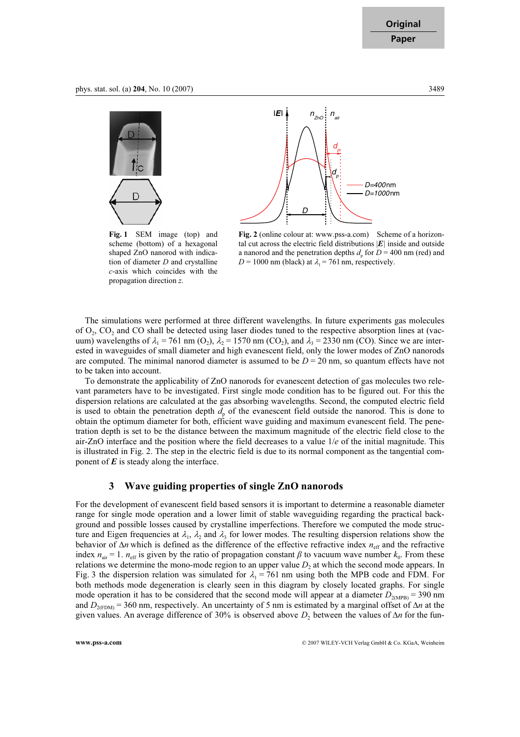**Fig. 1** SEM image (top) and scheme (bottom) of a hexagonal shaped ZnO nanorod with indication of diameter $D$ and crystalline $c$-axis which coincides with the propagation direction $z$.

**Fig. 2** (online colour at: www.pss-a.com) Scheme of a horizontal cut across the electric field distributions $|\boldsymbol{E}|$ inside and outside a nanorod and the penetration depths $d_p$ for $D = 400$ nm (red) and $D = 1000$ nm (black) at $\lambda_1 = 761$ nm, respectively.

The simulations were performed at three different wavelengths. In future experiments gas molecules of $O_2$, $CO_2$ and CO shall be detected using laser diodes tuned to the respective absorption lines at (vacuum) wavelengths of $\lambda_1 = 761$ nm ($O_2$), $\lambda_2 = 1570$ nm ($CO_2$), and $\lambda_3 = 2330$ nm (CO). Since we are interested in waveguides of small diameter and high evanescent field, only the lower modes of ZnO nanorods are computed. The minimal nanorod diameter is assumed to be $D = 20$ nm, so quantum effects have not to be taken into account.

To demonstrate the applicability of ZnO nanorods for evanescent detection of gas molecules two relevant parameters have to be investigated. First single mode condition has to be figured out. For this the dispersion relations are calculated at the gas absorbing wavelengths. Second, the computed electric field is used to obtain the penetration depth $d_p$ of the evanescent field outside the nanorod. This is done to obtain the optimum diameter for both, efficient wave guiding and maximum evanescent field. The penetration depth is set to be the distance between the maximum magnitude of the electric field close to the air-ZnO interface and the position where the field decreases to a value $1/e$ of the initial magnitude. This is illustrated in Fig. 2. The step in the electric field is due to its normal component as the tangential component of $\boldsymbol{E}$ is steady along the interface.

## 3 Wave guiding properties of single ZnO nanorods

For the development of evanescent field based sensors it is important to determine a reasonable diameter range for single mode operation and a lower limit of stable waveguiding regarding the practical background and possible losses caused by crystalline imperfections. Therefore we computed the mode structure and Eigen frequencies at $\lambda_1$, $\lambda_2$ and $\lambda_3$ for lower modes. The resulting dispersion relations show the behavior of $\Delta n$ which is defined as the difference of the effective refractive index $n_{\text{eff}}$ and the refractive index $n_{\text{air}} = 1$. $n_{\text{eff}}$ is given by the ratio of propagation constant $\beta$ to vacuum wave number $k_0$. From these relations we determine the mono-mode region to an upper value $D_2$ at which the second mode appears. In Fig. 3 the dispersion relation was simulated for $\lambda_1 = 761$ nm using both the MPB code and FDM. For both methods mode degeneration is clearly seen in this diagram by closely located graphs. For single mode operation it has to be considered that the second mode will appear at a diameter $D_{2(\text{MPB})} = 390$ nm and $D_{2(\text{FDM})} = 360$ nm, respectively. An uncertainty of 5 nm is estimated by a marginal offset of $\Delta n$ at the given values. An average difference of 30% is observed above $D_2$ between the values of $\Delta n$ for the fun-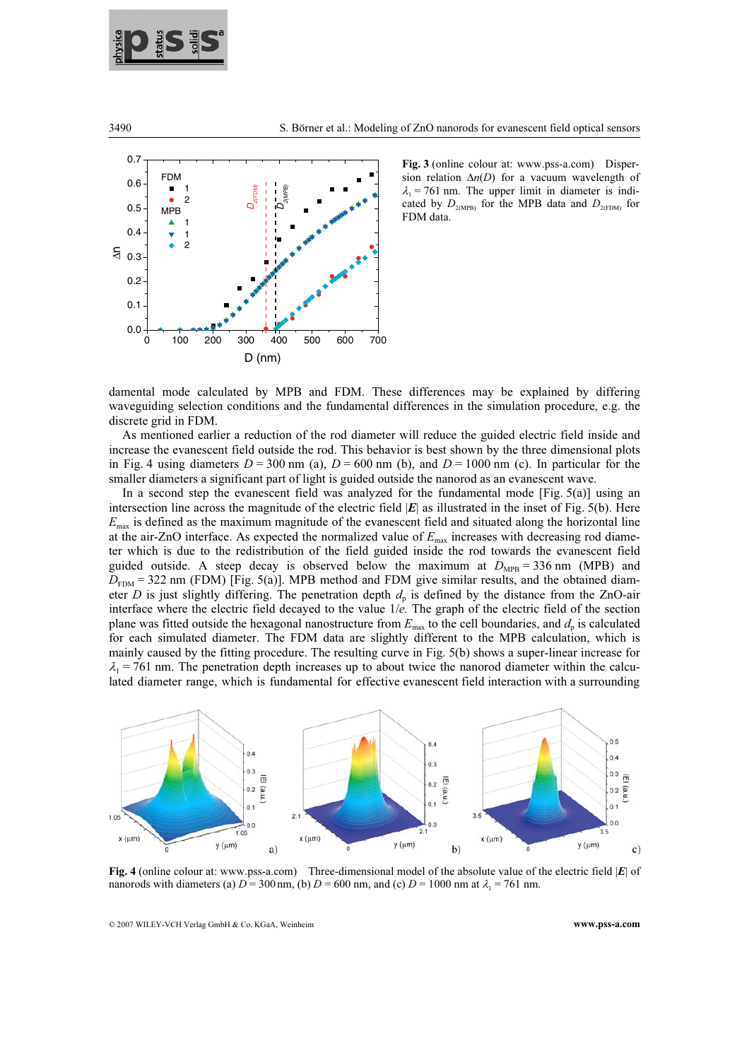**Fig. 3** (online colour at: www.pss-a.com) Dispersion relation $\Delta n(D)$ for a vacuum wavelength of $\lambda_1 = 761$ nm. The upper limit in diameter is indicated by $D_{2(\mathrm{MPB})}$ for the MPB data and $D_{2(\mathrm{FDM})}$ for FDM data.

damental mode calculated by MPB and FDM. These differences may be explained by differing waveguiding selection conditions and the fundamental differences in the simulation procedure, e.g. the discrete grid in FDM.

As mentioned earlier a reduction of the rod diameter will reduce the guided electric field inside and increase the evanescent field outside the rod. This behavior is best shown by the three dimensional plots in Fig. 4 using diameters $D = 300$ nm (a), $D = 600$ nm (b), and $D = 1000$ nm (c). In particular for the smaller diameters a significant part of light is guided outside the nanorod as an evanescent wave.

In a second step the evanescent field was analyzed for the fundamental mode [Fig. 5(a)] using an intersection line across the magnitude of the electric field $|\boldsymbol{E}|$ as illustrated in the inset of Fig. 5(b). Here $E_{\max}$ is defined as the maximum magnitude of the evanescent field and situated along the horizontal line at the air-ZnO interface. As expected the normalized value of $E_{\max}$ increases with decreasing rod diameter which is due to the redistribution of the field guided inside the rod towards the evanescent field guided outside. A steep decay is observed below the maximum at $D_{\mathrm{MPB}} = 336$ nm (MPB) and $D_{\mathrm{FDM}} = 322$ nm (FDM) [Fig. 5(a)]. MPB method and FDM give similar results, and the obtained diameter $D$ is just slightly differing. The penetration depth $d_p$ is defined by the distance from the ZnO-air interface where the electric field decayed to the value $1/e$. The graph of the electric field of the section plane was fitted outside the hexagonal nanostructure from $E_{\max}$ to the cell boundaries, and $d_p$ is calculated for each simulated diameter. The FDM data are slightly different to the MPB calculation, which is mainly caused by the fitting procedure. The resulting curve in Fig. 5(b) shows a super-linear increase for $\lambda_1 = 761$ nm. The penetration depth increases up to about twice the nanorod diameter within the calculated diameter range, which is fundamental for effective evanescent field interaction with a surrounding

**Fig. 4** (online colour at: www.pss-a.com) Three-dimensional model of the absolute value of the electric field $|\boldsymbol{E}|$ of nanorods with diameters (a) $D = 300$ nm, (b) $D = 600$ nm, and (c) $D = 1000$ nm at $\lambda_1 = 761$ nm.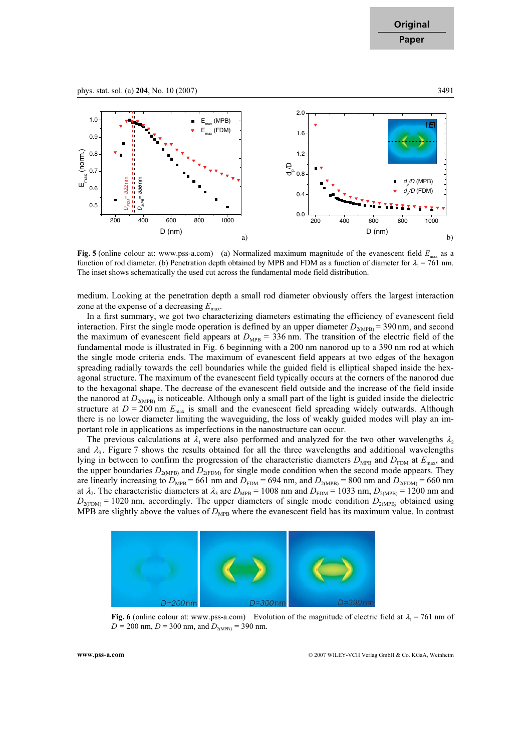**Fig. 5** (online colour at: www.pss-a.com) (a) Normalized maximum magnitude of the evanescent field $E_{max}$ as a function of rod diameter. (b) Penetration depth obtained by MPB and FDM as a function of diameter for $\lambda_1 = 761$ nm. The inset shows schematically the used cut across the fundamental mode field distribution.

medium. Looking at the penetration depth a small rod diameter obviously offers the largest interaction zone at the expense of a decreasing $E_{max}$.

In a first summary, we got two characterizing diameters estimating the efficiency of evanescent field interaction. First the single mode operation is defined by an upper diameter $D_{2(MPB)} = 390$ nm, and second the maximum of evanescent field appears at $D_{MPB} = 336$ nm. The transition of the electric field of the fundamental mode is illustrated in Fig. 6 beginning with a 200 nm nanorod up to a 390 nm rod at which the single mode criteria ends. The maximum of evanescent field appears at two edges of the hexagon spreading radially towards the cell boundaries while the guided field is elliptical shaped inside the hexagonal structure. The maximum of the evanescent field typically occurs at the corners of the nanorod due to the hexagonal shape. The decrease of the evanescent field outside and the increase of the field inside the nanorod at $D_{2(MPB)}$ is noticeable. Although only a small part of the light is guided inside the dielectric structure at $D = 200$ nm $E_{max}$ is small and the evanescent field spreading widely outwards. Although there is no lower diameter limiting the waveguiding, the loss of weakly guided modes will play an important role in applications as imperfections in the nanostructure can occur.

The previous calculations at $\lambda_1$ were also performed and analyzed for the two other wavelengths $\lambda_2$ and $\lambda_3$. Figure 7 shows the results obtained for all the three wavelengths and additional wavelengths lying in between to confirm the progression of the characteristic diameters $D_{MPB}$ and $D_{FDM}$ at $E_{max}$, and the upper boundaries $D_{2(MPB)}$ and $D_{2(FDM)}$ for single mode condition when the second mode appears. They are linearly increasing to $D_{MPB} = 661$ nm and $D_{FDM} = 694$ nm, and $D_{2(MPB)} = 800$ nm and $D_{2(FDM)} = 660$ nm at $\lambda_2$. The characteristic diameters at $\lambda_3$ are $D_{MPB} = 1008$ nm and $D_{FDM} = 1033$ nm, $D_{2(MPB)} = 1200$ nm and $D_{2(FDM)} = 1020$ nm, accordingly. The upper diameters of single mode condition $D_{2(MPB)}$ obtained using MPB are slightly above the values of $D_{MPB}$ where the evanescent field has its maximum value. In contrast

**Fig. 6** (online colour at: www.pss-a.com) Evolution of the magnitude of electric field at $\lambda_1 = 761$ nm of $D = 200$ nm, $D = 300$ nm, and $D_{2(MPB)} = 390$ nm.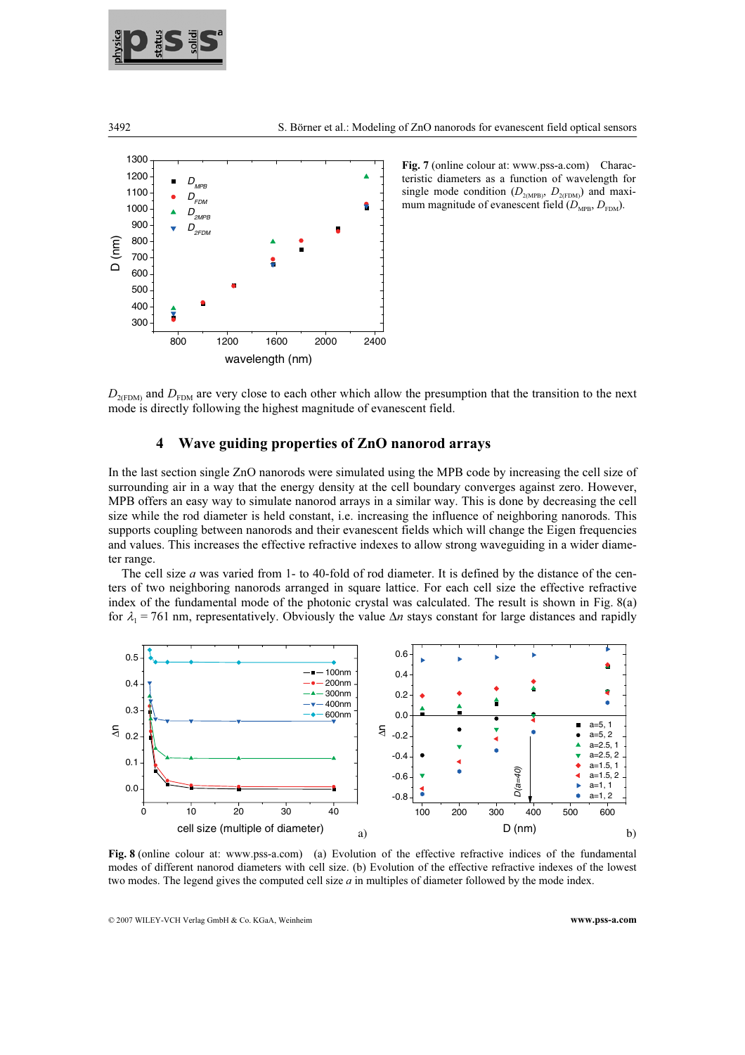**Fig. 7** (online colour at: www.pss-a.com) Characteristic diameters as a function of wavelength for single mode condition ($D_{2(\mathrm{MPB})}$, $D_{2(\mathrm{FDM})}$) and maximum magnitude of evanescent field ($D_{\mathrm{MPB}}$, $D_{\mathrm{FDM}}$).

$D_{2(\mathrm{FDM})}$ and $D_{\mathrm{FDM}}$ are very close to each other which allow the presumption that the transition to the next mode is directly following the highest magnitude of evanescent field.

## 4 Wave guiding properties of ZnO nanorod arrays

In the last section single ZnO nanorods were simulated using the MPB code by increasing the cell size of surrounding air in a way that the energy density at the cell boundary converges against zero. However, MPB offers an easy way to simulate nanorod arrays in a similar way. This is done by decreasing the cell size while the rod diameter is held constant, i.e. increasing the influence of neighboring nanorods. This supports coupling between nanorods and their evanescent fields which will change the Eigen frequencies and values. This increases the effective refractive indexes to allow strong waveguiding in a wider diameter range.

The cell size $a$ was varied from 1- to 40-fold of rod diameter. It is defined by the distance of the centers of two neighboring nanorods arranged in square lattice. For each cell size the effective refractive index of the fundamental mode of the photonic crystal was calculated. The result is shown in Fig. 8(a) for $\lambda_1 = 761$ nm, representatively. Obviously the value $\Delta n$ stays constant for large distances and rapidly

**Fig. 8** (online colour at: www.pss-a.com) (a) Evolution of the effective refractive indices of the fundamental modes of different nanorod diameters with cell size. (b) Evolution of the effective refractive indexes of the lowest two modes. The legend gives the computed cell size $a$ in multiples of diameter followed by the mode index.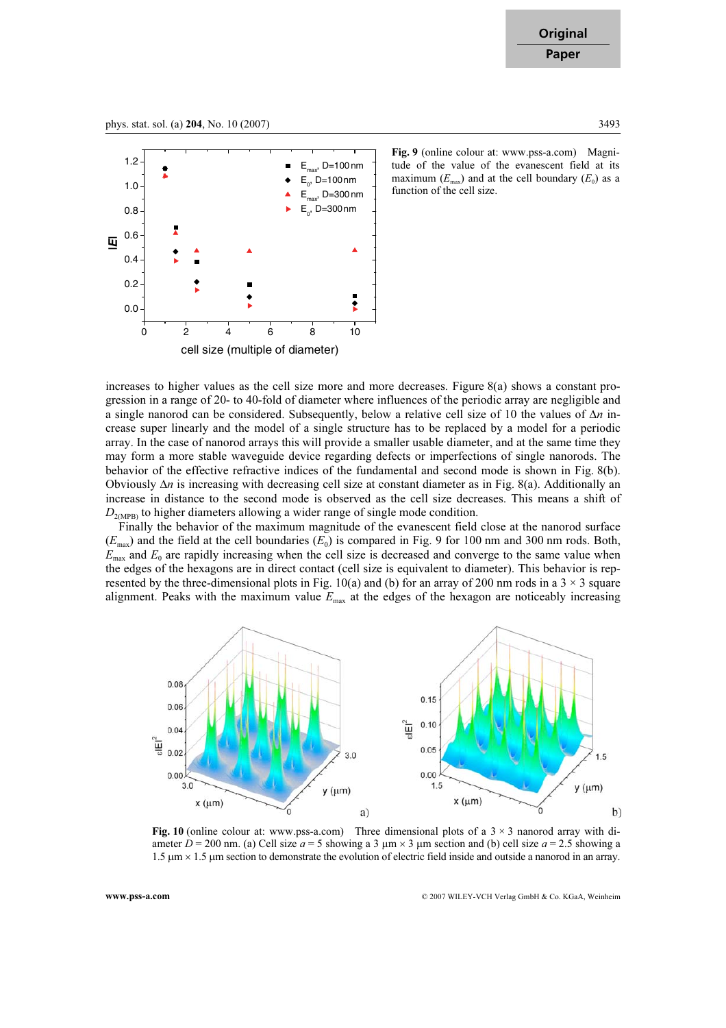**Fig. 9** (online colour at: www.pss-a.com) Magnitude of the value of the evanescent field at its maximum ($E_{max}$) and at the cell boundary ($E_0$) as a function of the cell size.

increases to higher values as the cell size more and more decreases. Figure 8(a) shows a constant progression in a range of 20- to 40-fold of diameter where influences of the periodic array are negligible and a single nanorod can be considered. Subsequently, below a relative cell size of 10 the values of $\Delta n$ increase super linearly and the model of a single structure has to be replaced by a model for a periodic array. In the case of nanorod arrays this will provide a smaller usable diameter, and at the same time they may form a more stable waveguide device regarding defects or imperfections of single nanorods. The behavior of the effective refractive indices of the fundamental and second mode is shown in Fig. 8(b). Obviously $\Delta n$ is increasing with decreasing cell size at constant diameter as in Fig. 8(a). Additionally an increase in distance to the second mode is observed as the cell size decreases. This means a shift of $D_{2(\mathrm{MPB})}$ to higher diameters allowing a wider range of single mode condition.

Finally the behavior of the maximum magnitude of the evanescent field close at the nanorod surface ($E_{max}$) and the field at the cell boundaries ($E_0$) is compared in Fig. 9 for 100 nm and 300 nm rods. Both, $E_{max}$ and $E_0$ are rapidly increasing when the cell size is decreased and converge to the same value when the edges of the hexagons are in direct contact (cell size is equivalent to diameter). This behavior is represented by the three-dimensional plots in Fig. 10(a) and (b) for an array of 200 nm rods in a 3 × 3 square alignment. Peaks with the maximum value $E_{max}$ at the edges of the hexagon are noticeably increasing

**Fig. 10** (online colour at: www.pss-a.com) Three dimensional plots of a 3 × 3 nanorod array with diameter $D = 200$ nm. (a) Cell size $a = 5$ showing a 3 µm × 3 µm section and (b) cell size $a = 2.5$ showing a 1.5 µm × 1.5 µm section to demonstrate the evolution of electric field inside and outside a nanorod in an array.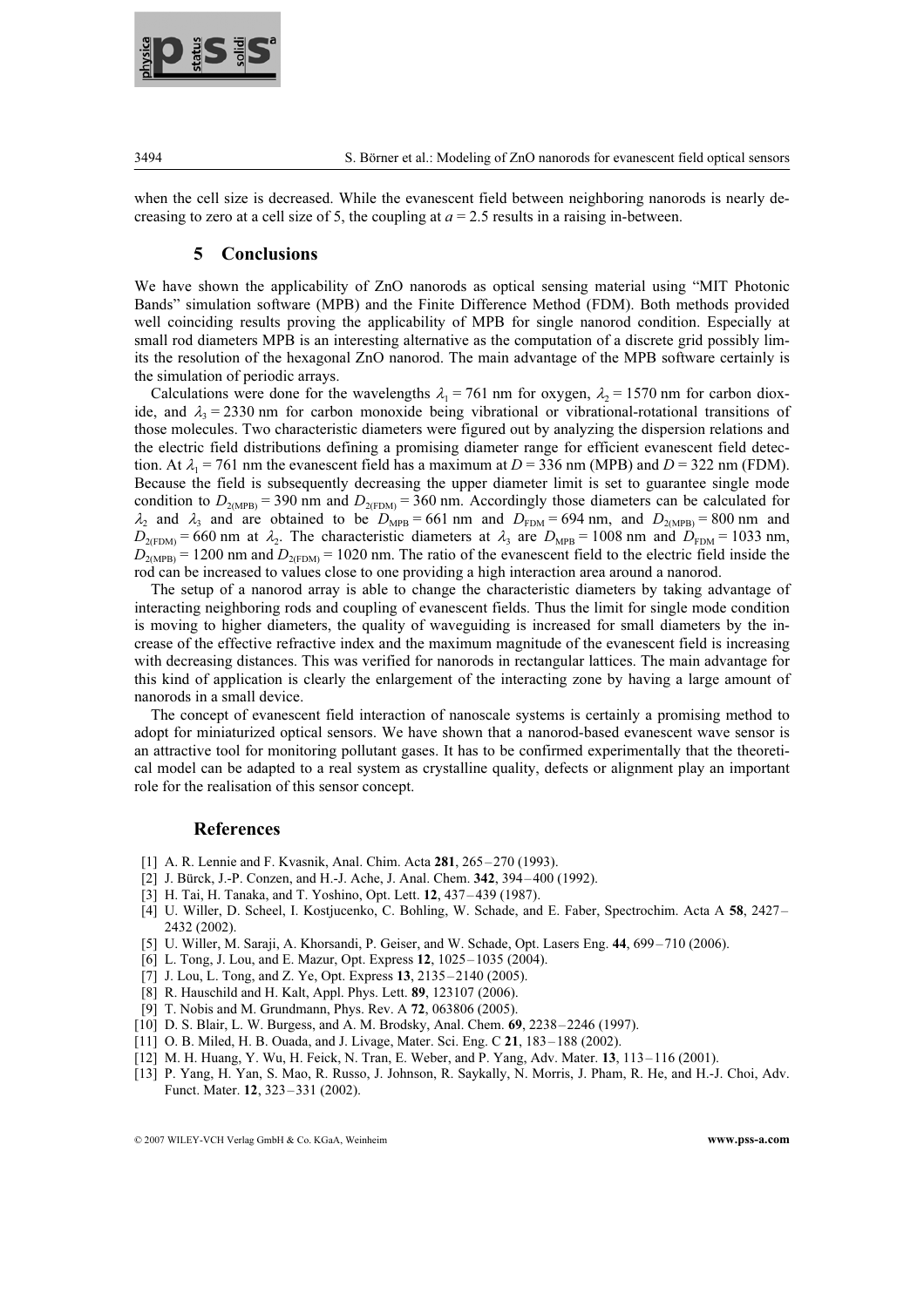when the cell size is decreased. While the evanescent field between neighboring nanorods is nearly decreasing to zero at a cell size of 5, the coupling at $a = 2.5$ results in a raising in-between.

## 5 Conclusions

We have shown the applicability of ZnO nanorods as optical sensing material using "MIT Photonic Bands" simulation software (MPB) and the Finite Difference Method (FDM). Both methods provided well coinciding results proving the applicability of MPB for single nanorod condition. Especially at small rod diameters MPB is an interesting alternative as the computation of a discrete grid possibly limits the resolution of the hexagonal ZnO nanorod. The main advantage of the MPB software certainly is the simulation of periodic arrays.

Calculations were done for the wavelengths $\lambda_1 = 761$ nm for oxygen, $\lambda_2 = 1570$ nm for carbon dioxide, and $\lambda_3 = 2330$ nm for carbon monoxide being vibrational or vibrational-rotational transitions of those molecules. Two characteristic diameters were figured out by analyzing the dispersion relations and the electric field distributions defining a promising diameter range for efficient evanescent field detection. At $\lambda_1 = 761$ nm the evanescent field has a maximum at $D = 336$ nm (MPB) and $D = 322$ nm (FDM). Because the field is subsequently decreasing the upper diameter limit is set to guarantee single mode condition to $D_{2(\mathrm{MPB})} = 390$ nm and $D_{2(\mathrm{FDM})} = 360$ nm. Accordingly those diameters can be calculated for $\lambda_2$ and $\lambda_3$ and are obtained to be $D_{\mathrm{MPB}} = 661$ nm and $D_{\mathrm{FDM}} = 694$ nm, and $D_{2(\mathrm{MPB})} = 800$ nm and $D_{2(\mathrm{FDM})} = 660$ nm at $\lambda_2$. The characteristic diameters at $\lambda_3$ are $D_{\mathrm{MPB}} = 1008$ nm and $D_{\mathrm{FDM}} = 1033$ nm, $D_{2(\mathrm{MPB})} = 1200$ nm and $D_{2(\mathrm{FDM})} = 1020$ nm. The ratio of the evanescent field to the electric field inside the rod can be increased to values close to one providing a high interaction area around a nanorod.

The setup of a nanorod array is able to change the characteristic diameters by taking advantage of interacting neighboring rods and coupling of evanescent fields. Thus the limit for single mode condition is moving to higher diameters, the quality of waveguiding is increased for small diameters by the increase of the effective refractive index and the maximum magnitude of the evanescent field is increasing with decreasing distances. This was verified for nanorods in rectangular lattices. The main advantage for this kind of application is clearly the enlargement of the interacting zone by having a large amount of nanorods in a small device.

The concept of evanescent field interaction of nanoscale systems is certainly a promising method to adopt for miniaturized optical sensors. We have shown that a nanorod-based evanescent wave sensor is an attractive tool for monitoring pollutant gases. It has to be confirmed experimentally that the theoretical model can be adapted to a real system as crystalline quality, defects or alignment play an important role for the realisation of this sensor concept.

## References

[1] A. R. Lennie and F. Kvasnik, Anal. Chim. Acta **281**, 265–270 (1993).
[2] J. Bürck, J.-P. Conzen, and H.-J. Ache, J. Anal. Chem. **342**, 394–400 (1992).
[3] H. Tai, H. Tanaka, and T. Yoshino, Opt. Lett. **12**, 437–439 (1987).
[4] U. Willer, D. Scheel, I. Kostjucenko, C. Bohling, W. Schade, and E. Faber, Spectrochim. Acta A **58**, 2427–2432 (2002).
[5] U. Willer, M. Saraji, A. Khorsandi, P. Geiser, and W. Schade, Opt. Lasers Eng. **44**, 699–710 (2006).
[6] L. Tong, J. Lou, and E. Mazur, Opt. Express **12**, 1025–1035 (2004).
[7] J. Lou, L. Tong, and Z. Ye, Opt. Express **13**, 2135–2140 (2005).
[8] R. Hauschild and H. Kalt, Appl. Phys. Lett. **89**, 123107 (2006).
[9] T. Nobis and M. Grundmann, Phys. Rev. A **72**, 063806 (2005).
[10] D. S. Blair, L. W. Burgess, and A. M. Brodsky, Anal. Chem. **69**, 2238–2246 (1997).
[11] O. B. Miled, H. B. Ouada, and J. Livage, Mater. Sci. Eng. C **21**, 183–188 (2002).
[12] M. H. Huang, Y. Wu, H. Feick, N. Tran, E. Weber, and P. Yang, Adv. Mater. **13**, 113–116 (2001).
[13] P. Yang, H. Yan, S. Mao, R. Russo, J. Johnson, R. Saykally, N. Morris, J. Pham, R. He, and H.-J. Choi, Adv. Funct. Mater. **12**, 323–331 (2002).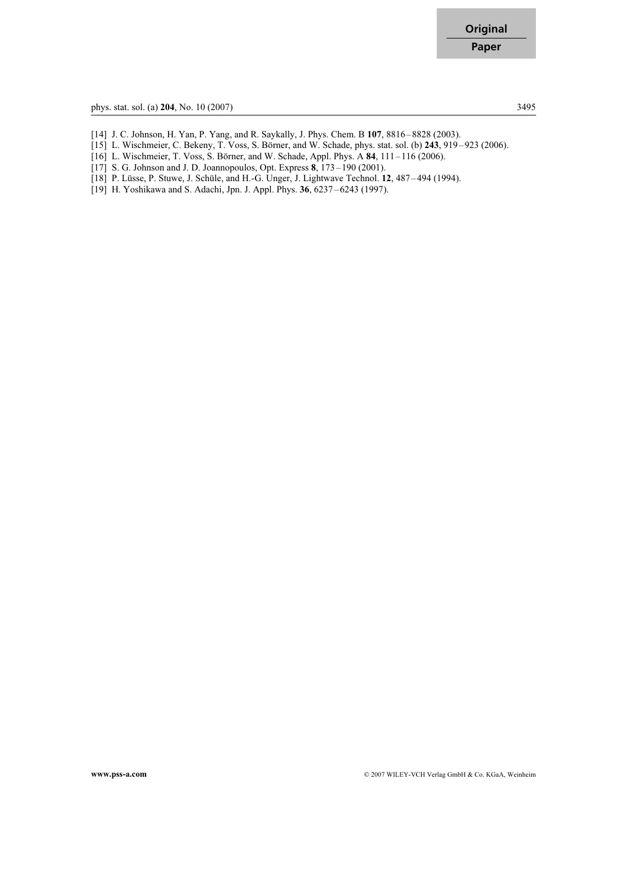[14] J. C. Johnson, H. Yan, P. Yang, and R. Saykally, J. Phys. Chem. B **107**, 8816 – 8828 (2003).
[15] L. Wischmeier, C. Bekeny, T. Voss, S. Börner, and W. Schade, phys. stat. sol. (b) **243**, 919 – 923 (2006).
[16] L. Wischmeier, T. Voss, S. Börner, and W. Schade, Appl. Phys. A **84**, 111 – 116 (2006).
[17] S. G. Johnson and J. D. Joannopoulos, Opt. Express **8**, 173 – 190 (2001).
[18] P. Lüsse, P. Stuwe, J. Schüle, and H.-G. Unger, J. Lightwave Technol. **12**, 487 – 494 (1994).
[19] H. Yoshikawa and S. Adachi, Jpn. J. Appl. Phys. **36**, 6237 – 6243 (1997).